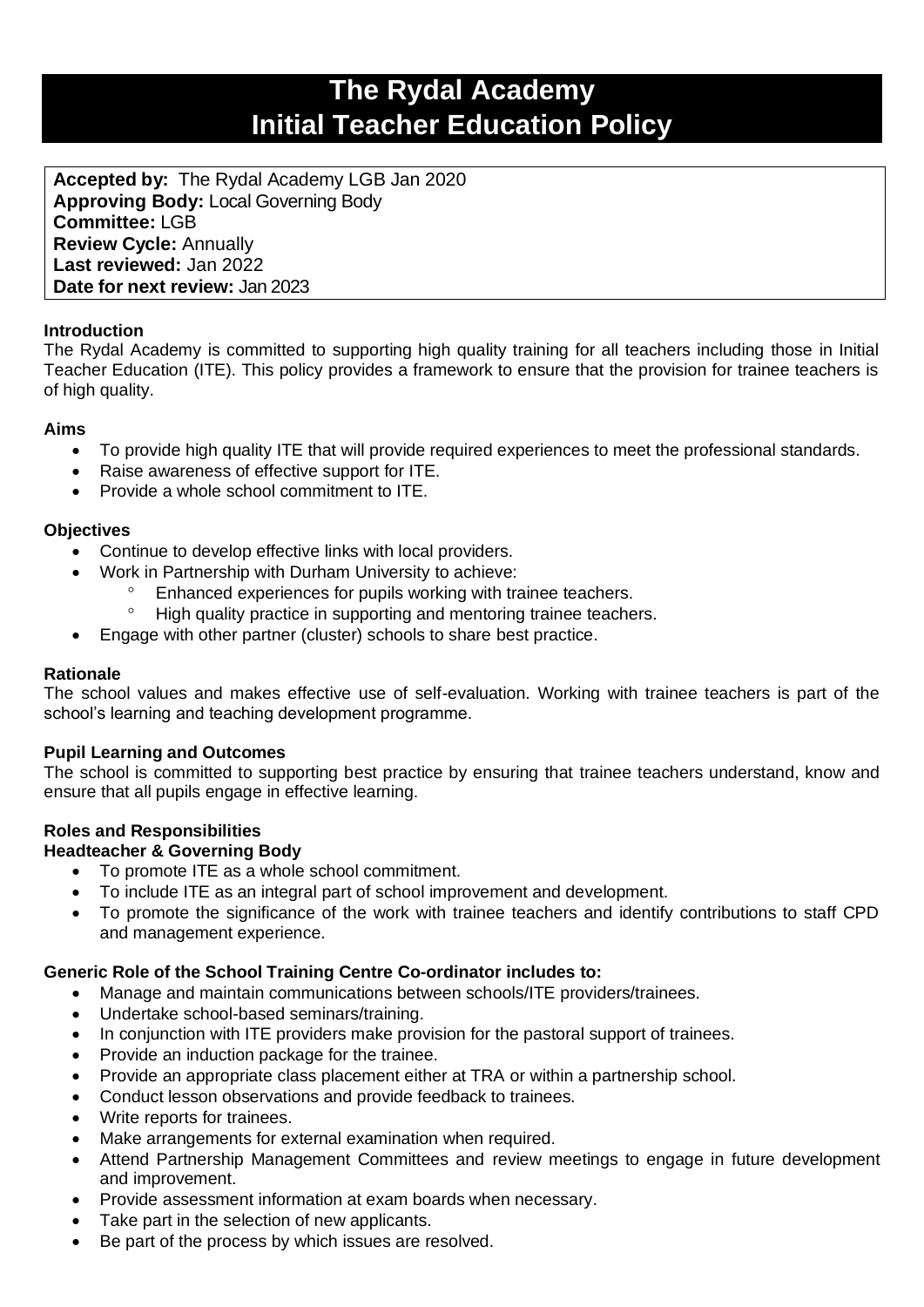# The Rydal Academy
# Initial Teacher Education Policy

**Accepted by:** The Rydal Academy LGB Jan 2020
**Approving Body:** Local Governing Body
**Committee:** LGB
**Review Cycle:** Annually
**Last reviewed:** Jan 2022
**Date for next review:** Jan 2023

### Introduction

The Rydal Academy is committed to supporting high quality training for all teachers including those in Initial Teacher Education (ITE). This policy provides a framework to ensure that the provision for trainee teachers is of high quality.

### Aims

- To provide high quality ITE that will provide required experiences to meet the professional standards.
- Raise awareness of effective support for ITE.
- Provide a whole school commitment to ITE.

### Objectives

- Continue to develop effective links with local providers.
- Work in Partnership with Durham University to achieve:
  - Enhanced experiences for pupils working with trainee teachers.
  - High quality practice in supporting and mentoring trainee teachers.
- Engage with other partner (cluster) schools to share best practice.

### Rationale

The school values and makes effective use of self-evaluation. Working with trainee teachers is part of the school's learning and teaching development programme.

### Pupil Learning and Outcomes

The school is committed to supporting best practice by ensuring that trainee teachers understand, know and ensure that all pupils engage in effective learning.

### Roles and Responsibilities

#### Headteacher & Governing Body

- To promote ITE as a whole school commitment.
- To include ITE as an integral part of school improvement and development.
- To promote the significance of the work with trainee teachers and identify contributions to staff CPD and management experience.

#### Generic Role of the School Training Centre Co-ordinator includes to:

- Manage and maintain communications between schools/ITE providers/trainees.
- Undertake school-based seminars/training.
- In conjunction with ITE providers make provision for the pastoral support of trainees.
- Provide an induction package for the trainee.
- Provide an appropriate class placement either at TRA or within a partnership school.
- Conduct lesson observations and provide feedback to trainees.
- Write reports for trainees.
- Make arrangements for external examination when required.
- Attend Partnership Management Committees and review meetings to engage in future development and improvement.
- Provide assessment information at exam boards when necessary.
- Take part in the selection of new applicants.
- Be part of the process by which issues are resolved.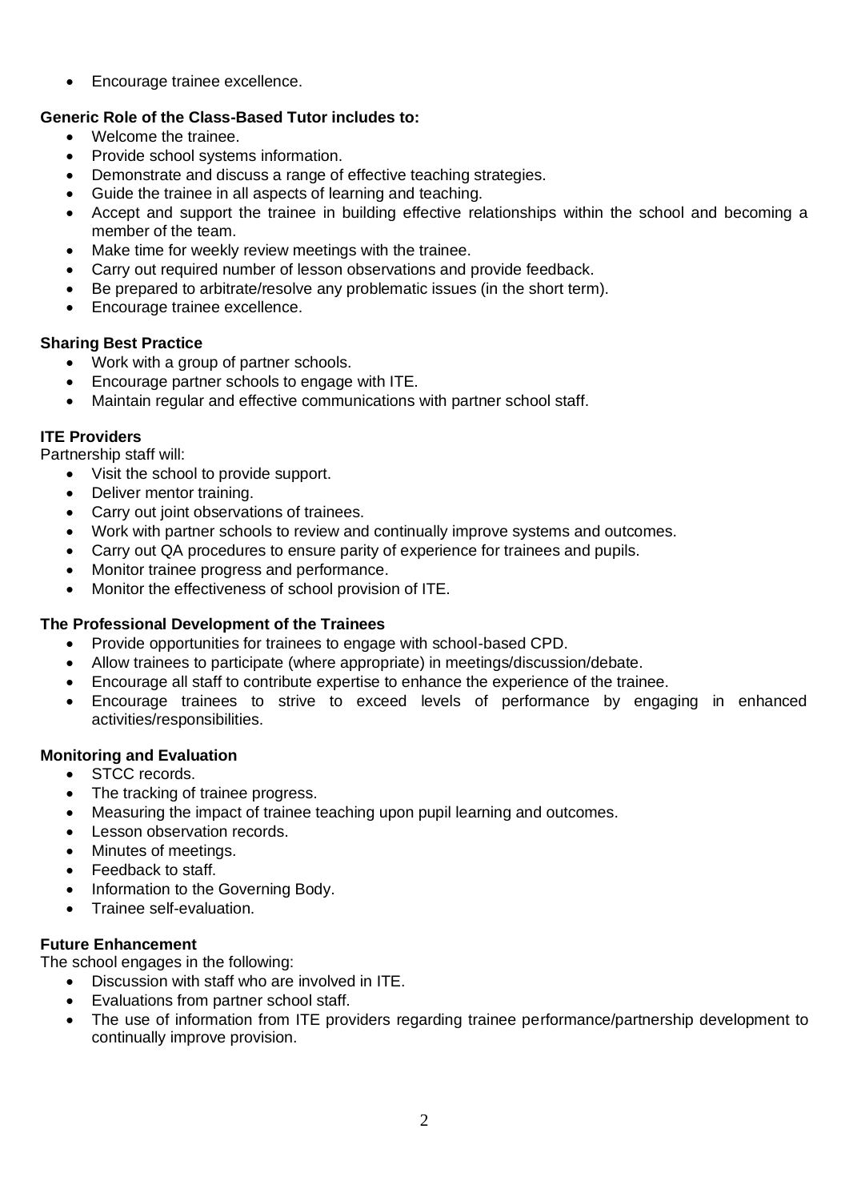- Encourage trainee excellence.

**Generic Role of the Class-Based Tutor includes to:**

- Welcome the trainee.
- Provide school systems information.
- Demonstrate and discuss a range of effective teaching strategies.
- Guide the trainee in all aspects of learning and teaching.
- Accept and support the trainee in building effective relationships within the school and becoming a member of the team.
- Make time for weekly review meetings with the trainee.
- Carry out required number of lesson observations and provide feedback.
- Be prepared to arbitrate/resolve any problematic issues (in the short term).
- Encourage trainee excellence.

**Sharing Best Practice**

- Work with a group of partner schools.
- Encourage partner schools to engage with ITE.
- Maintain regular and effective communications with partner school staff.

**ITE Providers**

Partnership staff will:

- Visit the school to provide support.
- Deliver mentor training.
- Carry out joint observations of trainees.
- Work with partner schools to review and continually improve systems and outcomes.
- Carry out QA procedures to ensure parity of experience for trainees and pupils.
- Monitor trainee progress and performance.
- Monitor the effectiveness of school provision of ITE.

**The Professional Development of the Trainees**

- Provide opportunities for trainees to engage with school-based CPD.
- Allow trainees to participate (where appropriate) in meetings/discussion/debate.
- Encourage all staff to contribute expertise to enhance the experience of the trainee.
- Encourage trainees to strive to exceed levels of performance by engaging in enhanced activities/responsibilities.

**Monitoring and Evaluation**

- STCC records.
- The tracking of trainee progress.
- Measuring the impact of trainee teaching upon pupil learning and outcomes.
- Lesson observation records.
- Minutes of meetings.
- Feedback to staff.
- Information to the Governing Body.
- Trainee self-evaluation.

**Future Enhancement**

The school engages in the following:

- Discussion with staff who are involved in ITE.
- Evaluations from partner school staff.
- The use of information from ITE providers regarding trainee performance/partnership development to continually improve provision.